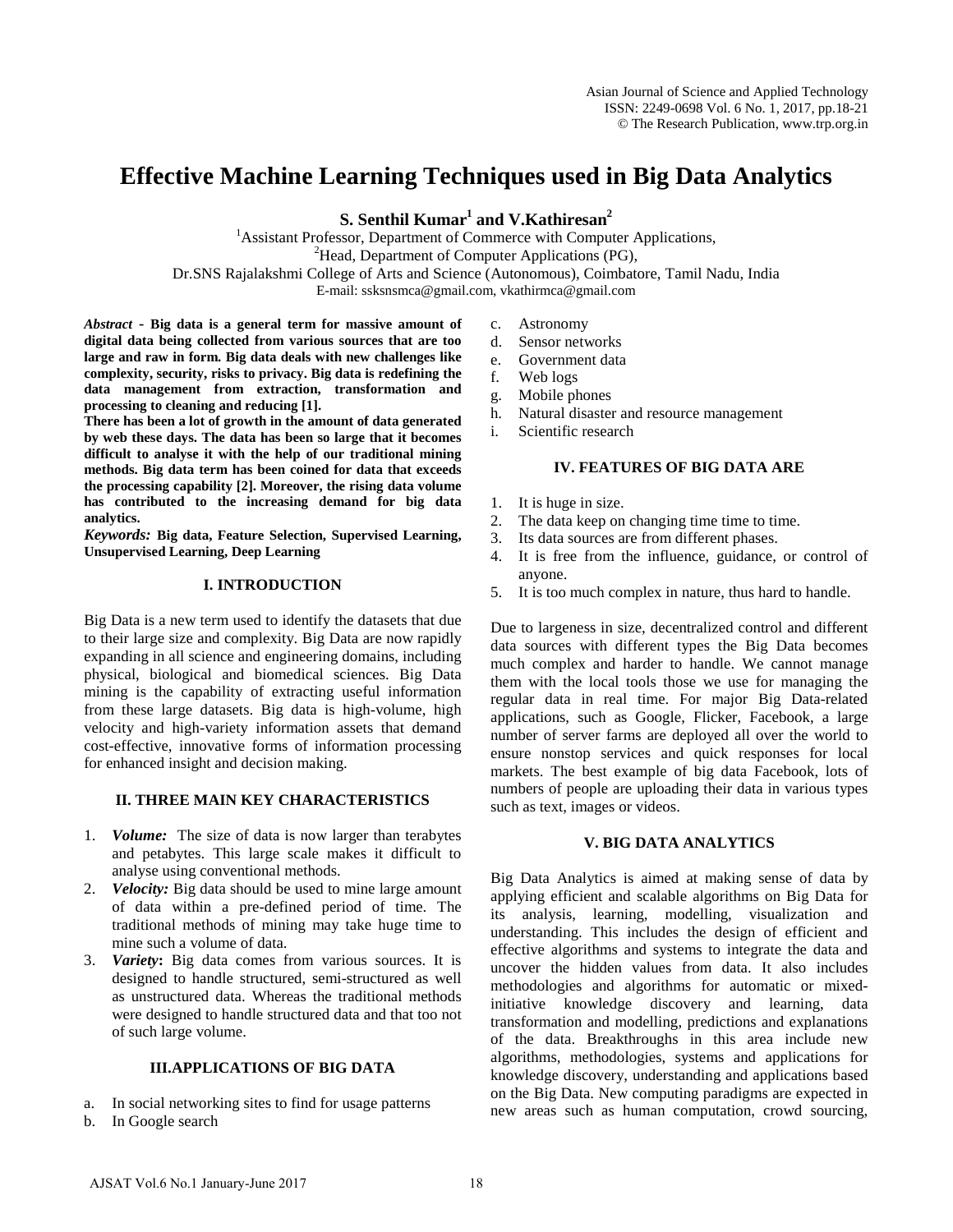# Effective Machine Learning Techniques used in Big Data Analytics

**S. Senthil Kumar[1] and V.Kathiresan[2]**

[1]Assistant Professor, Department of Commerce with Computer Applications,
[2]Head, Department of Computer Applications (PG),
Dr.SNS Rajalakshmi College of Arts and Science (Autonomous), Coimbatore, Tamil Nadu, India
E-mail: ssksnsmca@gmail.com, vkathirmca@gmail.com

***Abstract* - Big data is a general term for massive amount of digital data being collected from various sources that are too large and raw in form. Big data deals with new challenges like complexity, security, risks to privacy. Big data is redefining the data management from extraction, transformation and processing to cleaning and reducing [1].**

**There has been a lot of growth in the amount of data generated by web these days. The data has been so large that it becomes difficult to analyse it with the help of our traditional mining methods. Big data term has been coined for data that exceeds the processing capability [2]. Moreover, the rising data volume has contributed to the increasing demand for big data analytics.**

***Keywords:* Big data, Feature Selection, Supervised Learning, Unsupervised Learning, Deep Learning**

## I. INTRODUCTION

Big Data is a new term used to identify the datasets that due to their large size and complexity. Big Data are now rapidly expanding in all science and engineering domains, including physical, biological and biomedical sciences. Big Data mining is the capability of extracting useful information from these large datasets. Big data is high-volume, high velocity and high-variety information assets that demand cost-effective, innovative forms of information processing for enhanced insight and decision making.

## II. THREE MAIN KEY CHARACTERISTICS

1. ***Volume:*** The size of data is now larger than terabytes and petabytes. This large scale makes it difficult to analyse using conventional methods.
2. ***Velocity:*** Big data should be used to mine large amount of data within a pre-defined period of time. The traditional methods of mining may take huge time to mine such a volume of data.
3. ***Variety*:** Big data comes from various sources. It is designed to handle structured, semi-structured as well as unstructured data. Whereas the traditional methods were designed to handle structured data and that too not of such large volume.

## III.APPLICATIONS OF BIG DATA

a. In social networking sites to find for usage patterns
b. In Google search
c. Astronomy
d. Sensor networks
e. Government data
f. Web logs
g. Mobile phones
h. Natural disaster and resource management
i. Scientific research

## IV. FEATURES OF BIG DATA ARE

1. It is huge in size.
2. The data keep on changing time time to time.
3. Its data sources are from different phases.
4. It is free from the influence, guidance, or control of anyone.
5. It is too much complex in nature, thus hard to handle.

Due to largeness in size, decentralized control and different data sources with different types the Big Data becomes much complex and harder to handle. We cannot manage them with the local tools those we use for managing the regular data in real time. For major Big Data-related applications, such as Google, Flicker, Facebook, a large number of server farms are deployed all over the world to ensure nonstop services and quick responses for local markets. The best example of big data Facebook, lots of numbers of people are uploading their data in various types such as text, images or videos.

## V. BIG DATA ANALYTICS

Big Data Analytics is aimed at making sense of data by applying efficient and scalable algorithms on Big Data for its analysis, learning, modelling, visualization and understanding. This includes the design of efficient and effective algorithms and systems to integrate the data and uncover the hidden values from data. It also includes methodologies and algorithms for automatic or mixed-initiative knowledge discovery and learning, data transformation and modelling, predictions and explanations of the data. Breakthroughs in this area include new algorithms, methodologies, systems and applications for knowledge discovery, understanding and applications based on the Big Data. New computing paradigms are expected in new areas such as human computation, crowd sourcing,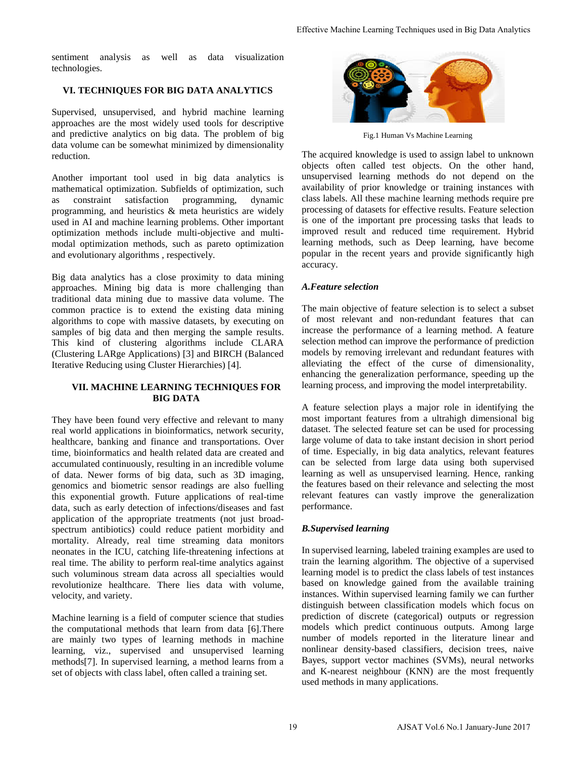sentiment analysis as well as data visualization technologies.

## VI. TECHNIQUES FOR BIG DATA ANALYTICS

Supervised, unsupervised, and hybrid machine learning approaches are the most widely used tools for descriptive and predictive analytics on big data. The problem of big data volume can be somewhat minimized by dimensionality reduction.

Another important tool used in big data analytics is mathematical optimization. Subfields of optimization, such as constraint satisfaction programming, dynamic programming, and heuristics & meta heuristics are widely used in AI and machine learning problems. Other important optimization methods include multi-objective and multi-modal optimization methods, such as pareto optimization and evolutionary algorithms , respectively.

Big data analytics has a close proximity to data mining approaches. Mining big data is more challenging than traditional data mining due to massive data volume. The common practice is to extend the existing data mining algorithms to cope with massive datasets, by executing on samples of big data and then merging the sample results. This kind of clustering algorithms include CLARA (Clustering LARge Applications) [3] and BIRCH (Balanced Iterative Reducing using Cluster Hierarchies) [4].

## VII. MACHINE LEARNING TECHNIQUES FOR BIG DATA

They have been found very effective and relevant to many real world applications in bioinformatics, network security, healthcare, banking and finance and transportations. Over time, bioinformatics and health related data are created and accumulated continuously, resulting in an incredible volume of data. Newer forms of big data, such as 3D imaging, genomics and biometric sensor readings are also fuelling this exponential growth. Future applications of real-time data, such as early detection of infections/diseases and fast application of the appropriate treatments (not just broad-spectrum antibiotics) could reduce patient morbidity and mortality. Already, real time streaming data monitors neonates in the ICU, catching life-threatening infections at real time. The ability to perform real-time analytics against such voluminous stream data across all specialties would revolutionize healthcare. There lies data with volume, velocity, and variety.

Machine learning is a field of computer science that studies the computational methods that learn from data [6].There are mainly two types of learning methods in machine learning, viz., supervised and unsupervised learning methods[7]. In supervised learning, a method learns from a set of objects with class label, often called a training set.

Fig.1 Human Vs Machine Learning

The acquired knowledge is used to assign label to unknown objects often called test objects. On the other hand, unsupervised learning methods do not depend on the availability of prior knowledge or training instances with class labels. All these machine learning methods require pre processing of datasets for effective results. Feature selection is one of the important pre processing tasks that leads to improved result and reduced time requirement. Hybrid learning methods, such as Deep learning, have become popular in the recent years and provide significantly high accuracy.

### *A.Feature selection*

The main objective of feature selection is to select a subset of most relevant and non-redundant features that can increase the performance of a learning method. A feature selection method can improve the performance of prediction models by removing irrelevant and redundant features with alleviating the effect of the curse of dimensionality, enhancing the generalization performance, speeding up the learning process, and improving the model interpretability.

A feature selection plays a major role in identifying the most important features from a ultrahigh dimensional big dataset. The selected feature set can be used for processing large volume of data to take instant decision in short period of time. Especially, in big data analytics, relevant features can be selected from large data using both supervised learning as well as unsupervised learning. Hence, ranking the features based on their relevance and selecting the most relevant features can vastly improve the generalization performance.

### *B.Supervised learning*

In supervised learning, labeled training examples are used to train the learning algorithm. The objective of a supervised learning model is to predict the class labels of test instances based on knowledge gained from the available training instances. Within supervised learning family we can further distinguish between classification models which focus on prediction of discrete (categorical) outputs or regression models which predict continuous outputs. Among large number of models reported in the literature linear and nonlinear density-based classifiers, decision trees, naive Bayes, support vector machines (SVMs), neural networks and K-nearest neighbour (KNN) are the most frequently used methods in many applications.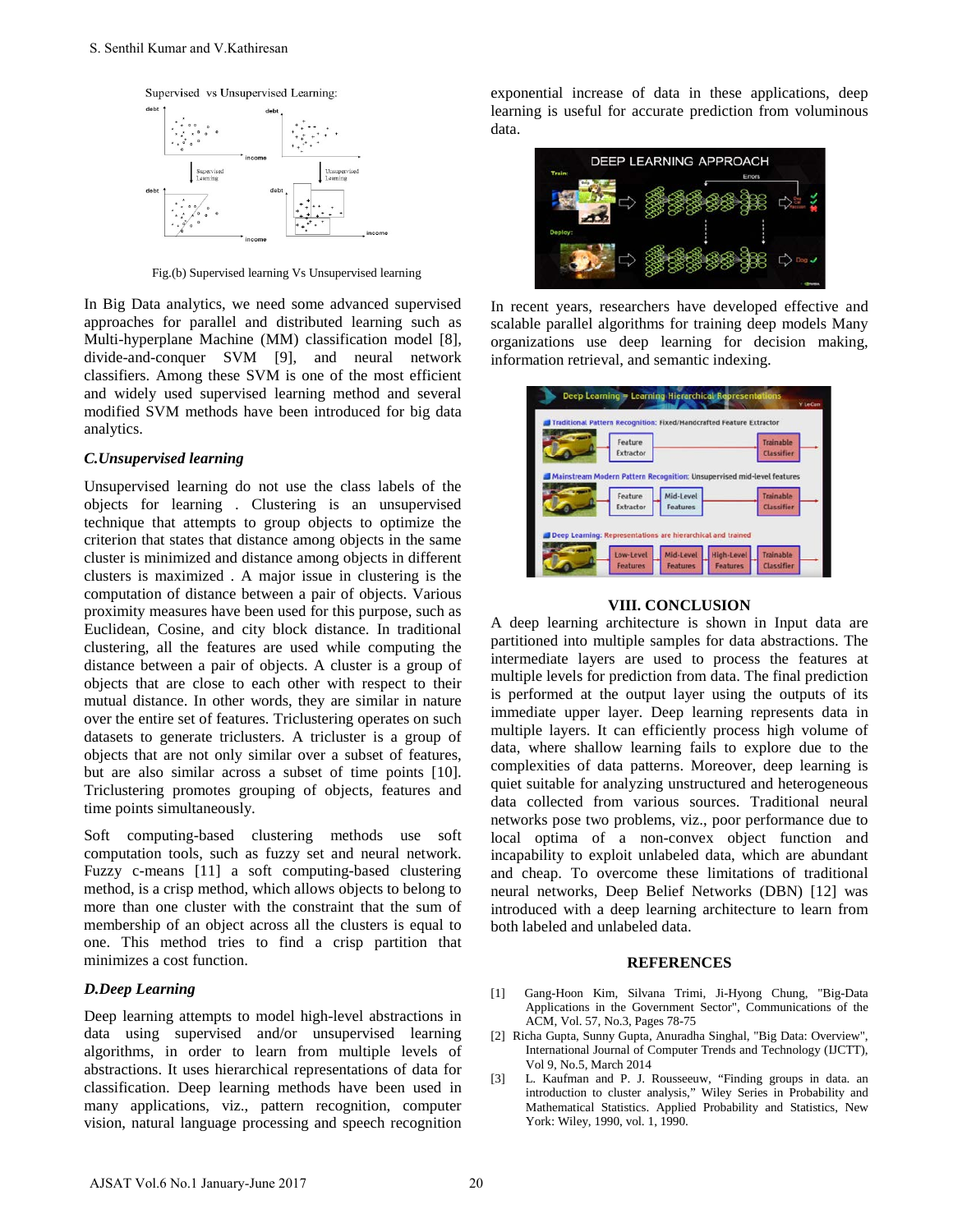Fig.(b) Supervised learning Vs Unsupervised learning

In Big Data analytics, we need some advanced supervised approaches for parallel and distributed learning such as Multi-hyperplane Machine (MM) classification model [8], divide-and-conquer SVM [9], and neural network classifiers. Among these SVM is one of the most efficient and widely used supervised learning method and several modified SVM methods have been introduced for big data analytics.

### *C.Unsupervised learning*

Unsupervised learning do not use the class labels of the objects for learning . Clustering is an unsupervised technique that attempts to group objects to optimize the criterion that states that distance among objects in the same cluster is minimized and distance among objects in different clusters is maximized . A major issue in clustering is the computation of distance between a pair of objects. Various proximity measures have been used for this purpose, such as Euclidean, Cosine, and city block distance. In traditional clustering, all the features are used while computing the distance between a pair of objects. A cluster is a group of objects that are close to each other with respect to their mutual distance. In other words, they are similar in nature over the entire set of features. Triclustering operates on such datasets to generate triclusters. A tricluster is a group of objects that are not only similar over a subset of features, but are also similar across a subset of time points [10]. Triclustering promotes grouping of objects, features and time points simultaneously.

Soft computing-based clustering methods use soft computation tools, such as fuzzy set and neural network. Fuzzy c-means [11] a soft computing-based clustering method, is a crisp method, which allows objects to belong to more than one cluster with the constraint that the sum of membership of an object across all the clusters is equal to one. This method tries to find a crisp partition that minimizes a cost function.

### *D.Deep Learning*

Deep learning attempts to model high-level abstractions in data using supervised and/or unsupervised learning algorithms, in order to learn from multiple levels of abstractions. It uses hierarchical representations of data for classification. Deep learning methods have been used in many applications, viz., pattern recognition, computer vision, natural language processing and speech recognition exponential increase of data in these applications, deep learning is useful for accurate prediction from voluminous data.

In recent years, researchers have developed effective and scalable parallel algorithms for training deep models Many organizations use deep learning for decision making, information retrieval, and semantic indexing.

## VIII. CONCLUSION

A deep learning architecture is shown in Input data are partitioned into multiple samples for data abstractions. The intermediate layers are used to process the features at multiple levels for prediction from data. The final prediction is performed at the output layer using the outputs of its immediate upper layer. Deep learning represents data in multiple layers. It can efficiently process high volume of data, where shallow learning fails to explore due to the complexities of data patterns. Moreover, deep learning is quiet suitable for analyzing unstructured and heterogeneous data collected from various sources. Traditional neural networks pose two problems, viz., poor performance due to local optima of a non-convex object function and incapability to exploit unlabeled data, which are abundant and cheap. To overcome these limitations of traditional neural networks, Deep Belief Networks (DBN) [12] was introduced with a deep learning architecture to learn from both labeled and unlabeled data.

## REFERENCES

[1] Gang-Hoon Kim, Silvana Trimi, Ji-Hyong Chung, "Big-Data Applications in the Government Sector", Communications of the ACM, Vol. 57, No.3, Pages 78-75

[2] Richa Gupta, Sunny Gupta, Anuradha Singhal, "Big Data: Overview", International Journal of Computer Trends and Technology (IJCTT), Vol 9, No.5, March 2014

[3] L. Kaufman and P. J. Rousseeuw, "Finding groups in data. an introduction to cluster analysis," Wiley Series in Probability and Mathematical Statistics. Applied Probability and Statistics, New York: Wiley, 1990, vol. 1, 1990.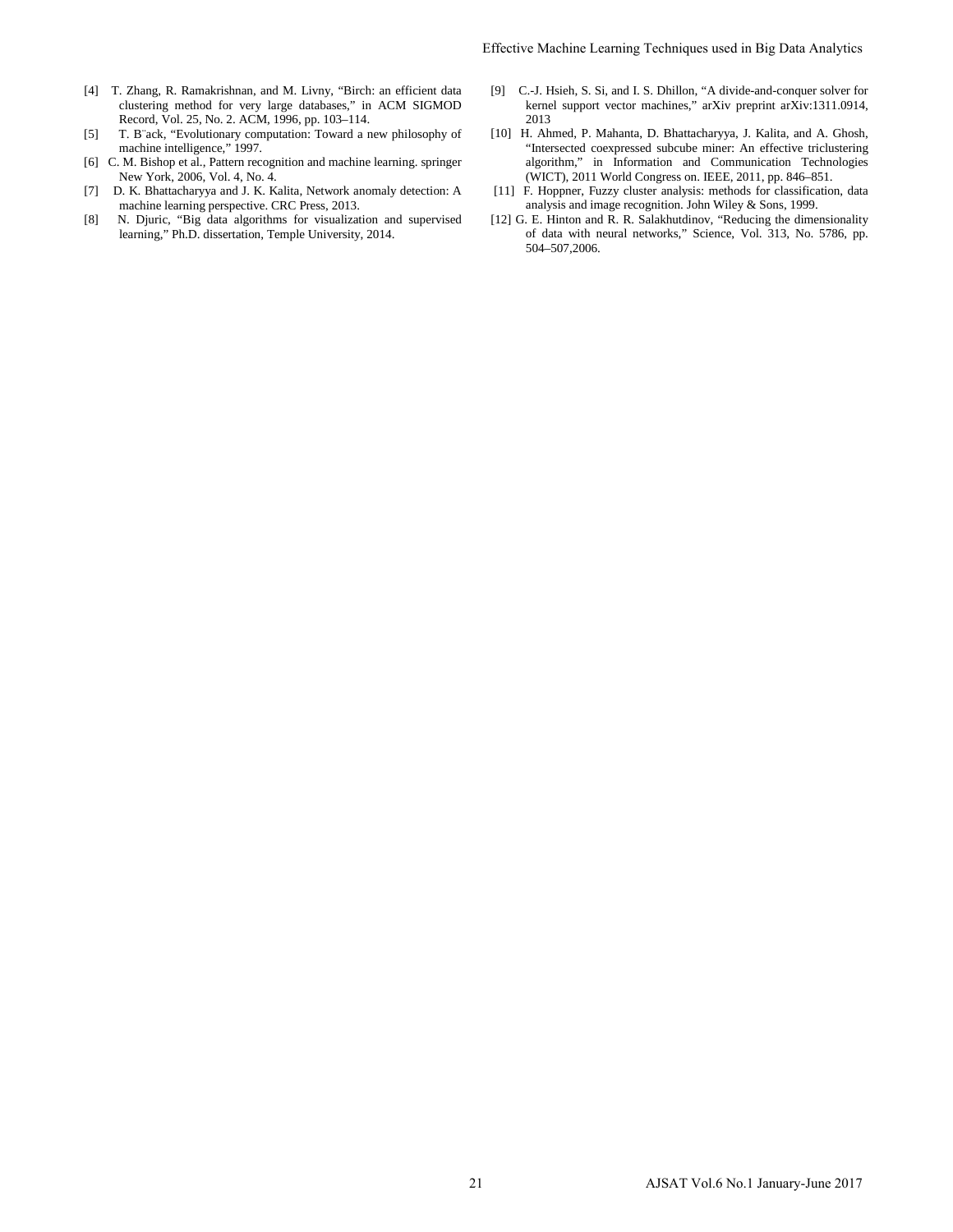[4] T. Zhang, R. Ramakrishnan, and M. Livny, "Birch: an efficient data clustering method for very large databases," in ACM SIGMOD Record, Vol. 25, No. 2. ACM, 1996, pp. 103–114.

[5] T. B¨ack, "Evolutionary computation: Toward a new philosophy of machine intelligence," 1997.

[6] C. M. Bishop et al., Pattern recognition and machine learning. springer New York, 2006, Vol. 4, No. 4.

[7] D. K. Bhattacharyya and J. K. Kalita, Network anomaly detection: A machine learning perspective. CRC Press, 2013.

[8] N. Djuric, "Big data algorithms for visualization and supervised learning," Ph.D. dissertation, Temple University, 2014.

[9] C.-J. Hsieh, S. Si, and I. S. Dhillon, "A divide-and-conquer solver for kernel support vector machines," arXiv preprint arXiv:1311.0914, 2013

[10] H. Ahmed, P. Mahanta, D. Bhattacharyya, J. Kalita, and A. Ghosh, "Intersected coexpressed subcube miner: An effective triclustering algorithm," in Information and Communication Technologies (WICT), 2011 World Congress on. IEEE, 2011, pp. 846–851.

[11] F. Hoppner, Fuzzy cluster analysis: methods for classification, data analysis and image recognition. John Wiley & Sons, 1999.

[12] G. E. Hinton and R. R. Salakhutdinov, "Reducing the dimensionality of data with neural networks," Science, Vol. 313, No. 5786, pp. 504–507,2006.